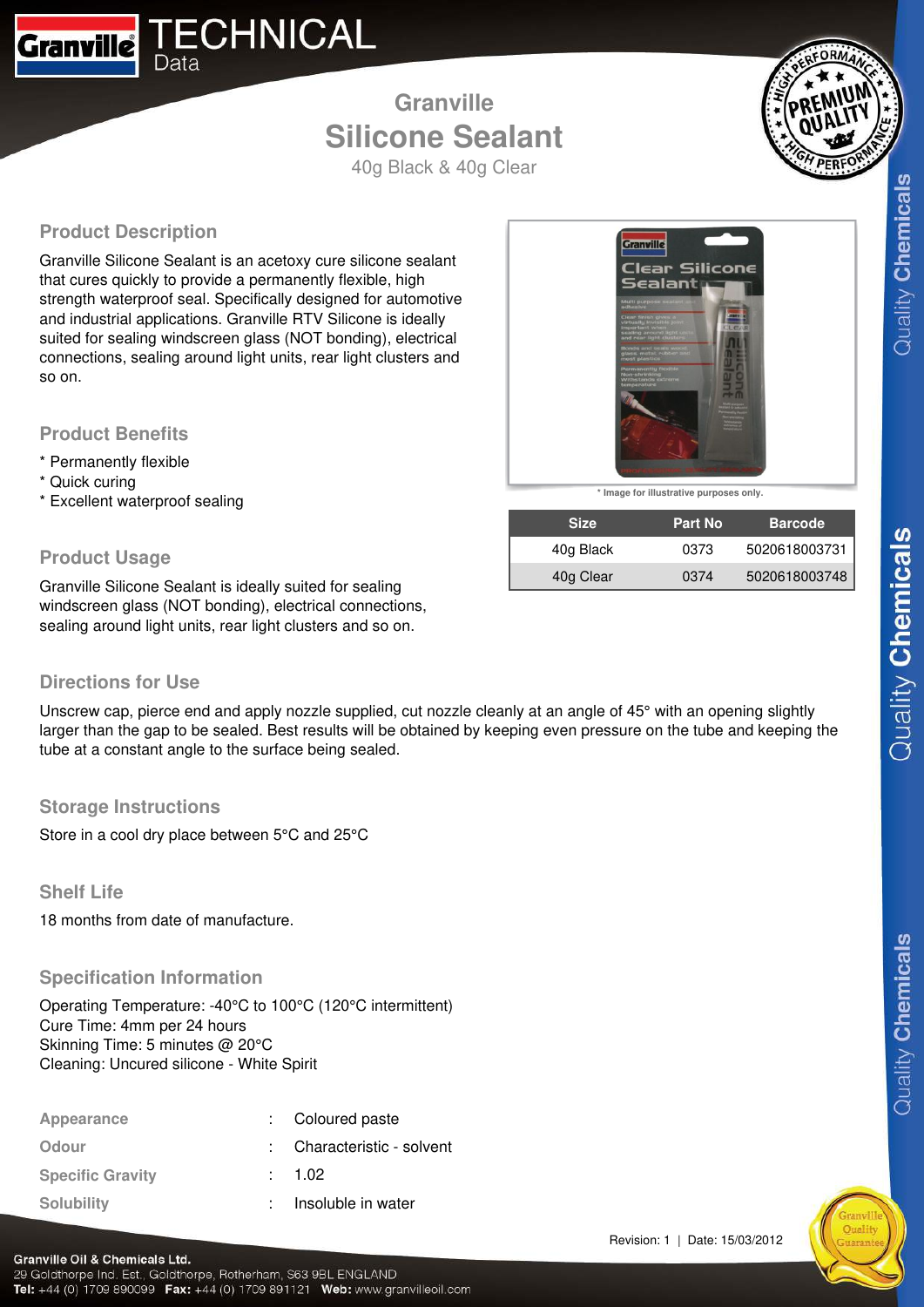# Granville Silicone Sealant

40g Black & 40g Clear

## Product Description

Granville Silicone Sealant is an acetoxy cure silicone sealant that cures quickly to provide a permanently flexible, high strength waterproof seal. Specifically designed for automotive and industrial applications. Granville RTV Silicone is ideally suited for sealing windscreen glass (NOT bonding), electrical connections, sealing around light units, rear light clusters and so on.

## Product Benefits

* Permanently flexible
* Quick curing
* Excellent waterproof sealing

## Product Usage

Granville Silicone Sealant is ideally suited for sealing windscreen glass (NOT bonding), electrical connections, sealing around light units, rear light clusters and so on.

* Image for illustrative purposes only.

| Size | Part No | Barcode |
|---|---|---|
| 40g Black | 0373 | 5020618003731 |
| 40g Clear | 0374 | 5020618003748 |

## Directions for Use

Unscrew cap, pierce end and apply nozzle supplied, cut nozzle cleanly at an angle of 45° with an opening slightly larger than the gap to be sealed. Best results will be obtained by keeping even pressure on the tube and keeping the tube at a constant angle to the surface being sealed.

## Storage Instructions

Store in a cool dry place between 5°C and 25°C

## Shelf Life

18 months from date of manufacture.

## Specification Information

Operating Temperature: -40°C to 100°C (120°C intermittent)
Cure Time: 4mm per 24 hours
Skinning Time: 5 minutes @ 20°C
Cleaning: Uncured silicone - White Spirit

| | | |
|---|---|---|
| **Appearance** | : | Coloured paste |
| **Odour** | : | Characteristic - solvent |
| **Specific Gravity** | : | 1.02 |
| **Solubility** | : | Insoluble in water |

Revision: 1 | Date: 15/03/2012

**Granville Oil & Chemicals Ltd.**
29 Goldthorpe Ind. Est., Goldthorpe, Rotherham, S63 9BL ENGLAND
**Tel:** +44 (0) 1709 890099 **Fax:** +44 (0) 1709 891121 **Web:** www.granvilleoil.com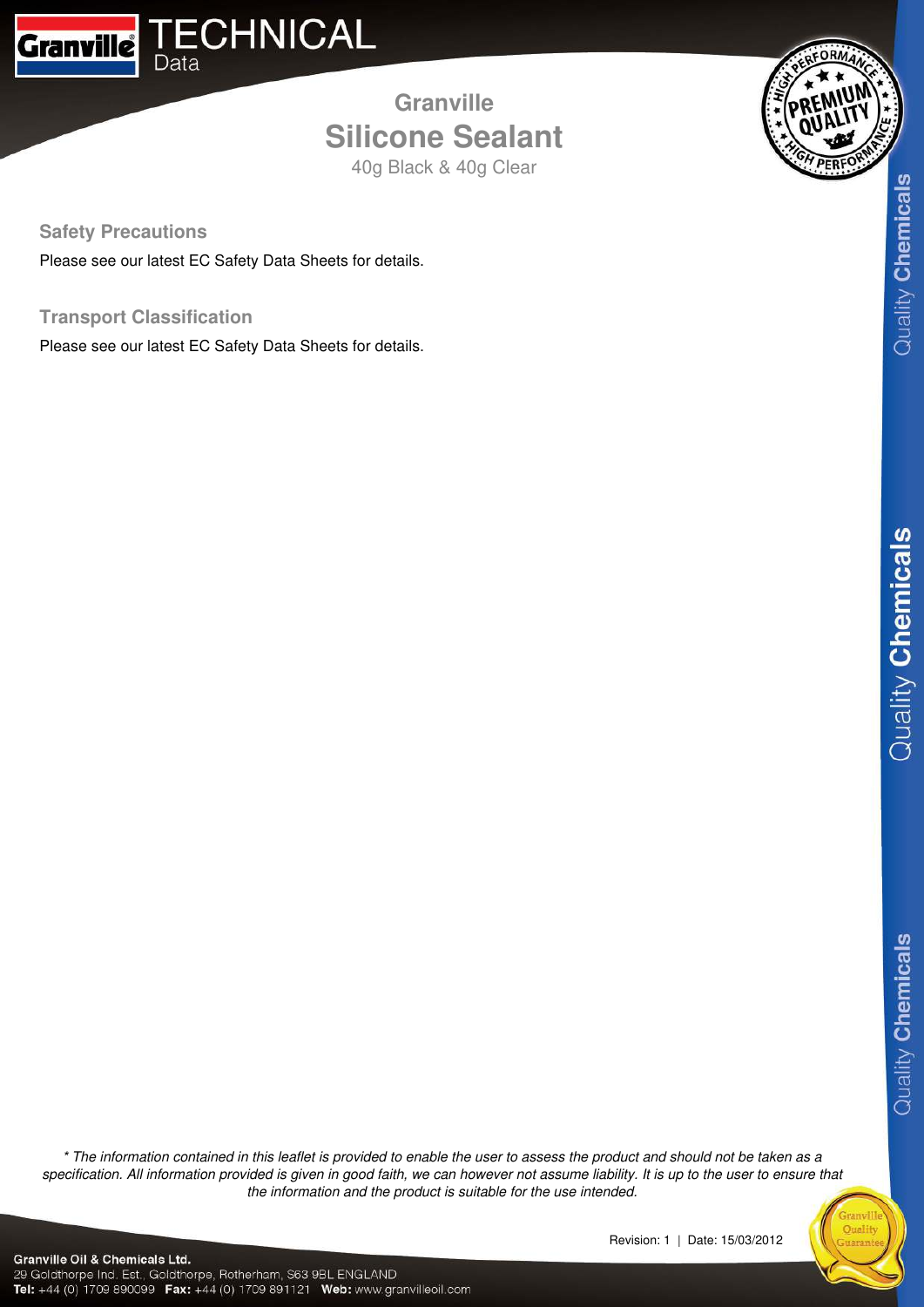# Granville Silicone Sealant

40g Black & 40g Clear

## Safety Precautions

Please see our latest EC Safety Data Sheets for details.

## Transport Classification

Please see our latest EC Safety Data Sheets for details.

*\* The information contained in this leaflet is provided to enable the user to assess the product and should not be taken as a specification. All information provided is given in good faith, we can however not assume liability. It is up to the user to ensure that the information and the product is suitable for the use intended.*

Revision: 1 | Date: 15/03/2012

**Granville Oil & Chemicals Ltd.**
29 Goldthorpe Ind. Est., Goldthorpe, Rotherham, S63 9BL ENGLAND
**Tel:** +44 (0) 1709 890099 **Fax:** +44 (0) 1709 891121 **Web:** www.granvilleoil.com